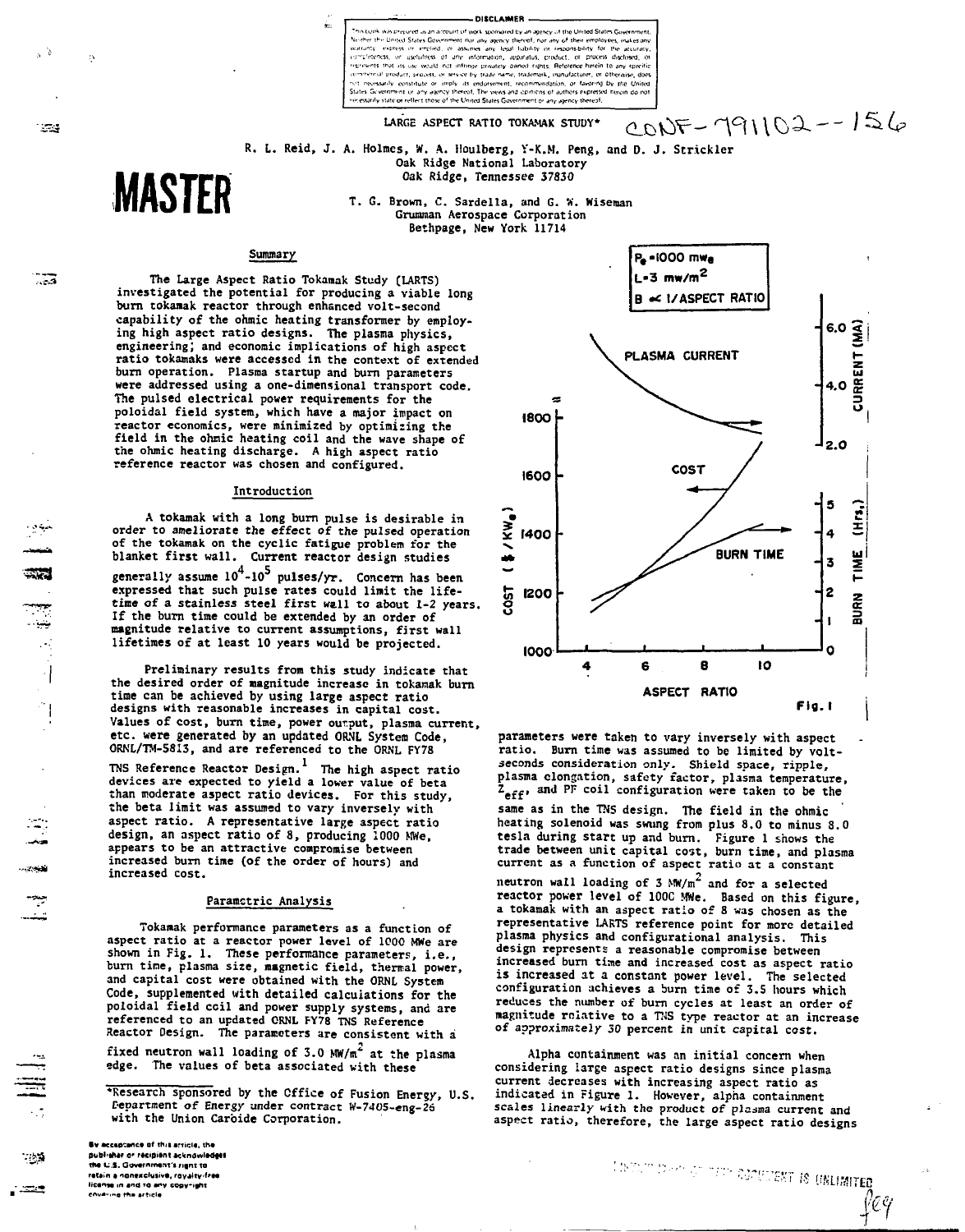DISCLAIMER

This book was prepared as an account of work sponsored by an agency of the United States Government. Neither the United States Government nor any agency thereof, nor any of their employees, makes any warranty, express or implied, or assumes any legal liability or responsibility for the accuracy, completeness, or usefulness of any information, apparatus, product, or process disclosed, or represents that its use would not infringe privately owned rights. Reference herein to any specific commercial product, process, or service by trade name, trademark, manufacturer, or otherwise, does not necessarily constitute or imply its endorsement, recommendation, or favoring by the United States Government or any agency thereof. The views and opinions of authors expressed herein do not necessarily state or reflect those of the United States Government or any agency thereof.

CONF-791102--156

**MASTER**

# LARGE ASPECT RATIO TOKAMAK STUDY*

R. L. Reid, J. A. Holmes, W. A. Houlberg, Y-K.M. Peng, and D. J. Strickler
Oak Ridge National Laboratory
Oak Ridge, Tennessee 37830

T. G. Brown, C. Sardella, and G. W. Wiseman
Grumman Aerospace Corporation
Bethpage, New York 11714

## Summary

The Large Aspect Ratio Tokamak Study (LARTS) investigated the potential for producing a viable long burn tokamak reactor through enhanced volt-second capability of the ohmic heating transformer by employing high aspect ratio designs. The plasma physics, engineering, and economic implications of high aspect ratio tokamaks were accessed in the context of extended burn operation. Plasma startup and burn parameters were addressed using a one-dimensional transport code. The pulsed electrical power requirements for the poloidal field system, which have a major impact on reactor economics, were minimized by optimizing the field in the ohmic heating coil and the wave shape of the ohmic heating discharge. A high aspect ratio reference reactor was chosen and configured.

## Introduction

A tokamak with a long burn pulse is desirable in order to ameliorate the effect of the pulsed operation of the tokamak on the cyclic fatigue problem for the blanket first wall. Current reactor design studies generally assume $10^4$-$10^5$ pulses/yr. Concern has been expressed that such pulse rates could limit the lifetime of a stainless steel first wall to about 1-2 years. If the burn time could be extended by an order of magnitude relative to current assumptions, first wall lifetimes of at least 10 years would be projected.

Preliminary results from this study indicate that the desired order of magnitude increase in tokamak burn time can be achieved by using large aspect ratio designs with reasonable increases in capital cost. Values of cost, burn time, power output, plasma current, etc. were generated by an updated ORNL System Code, ORNL/TM-5813, and are referenced to the ORNL FY78 TNS Reference Reactor Design.[1] The high aspect ratio devices are expected to yield a lower value of beta than moderate aspect ratio devices. For this study, the beta limit was assumed to vary inversely with aspect ratio. A representative large aspect ratio design, an aspect ratio of 8, producing 1000 MWe, appears to be an attractive compromise between increased burn time (of the order of hours) and increased cost.

## Parametric Analysis

Tokamak performance parameters as a function of aspect ratio at a reactor power level of 1000 MWe are shown in Fig. 1. These performance parameters, i.e., burn time, plasma size, magnetic field, thermal power, and capital cost were obtained with the ORNL System Code, supplemented with detailed calculations for the poloidal field coil and power supply systems, and are referenced to an updated ORNL FY78 TNS Reference Reactor Design. The parameters are consistent with a fixed neutron wall loading of 3.0 $MW/m^2$ at the plasma edge. The values of beta associated with these parameters were taken to vary inversely with aspect ratio. Burn time was assumed to be limited by volt-seconds consideration only. Shield space, ripple, plasma elongation, safety factor, plasma temperature, $Z_{eff}$, and PF coil configuration were taken to be the same as in the TNS design. The field in the ohmic heating solenoid was swung from plus 8.0 to minus 8.0 tesla during start up and burn. Figure 1 shows the trade between unit capital cost, burn time, and plasma current as a function of aspect ratio at a constant neutron wall loading of 3 $MW/m^2$ and for a selected reactor power level of 1000 MWe. Based on this figure, a tokamak with an aspect ratio of 8 was chosen as the representative LARTS reference point for more detailed plasma physics and configurational analysis. This design represents a reasonable compromise between increased burn time and increased cost as aspect ratio is increased at a constant power level. The selected configuration achieves a burn time of 3.5 hours which reduces the number of burn cycles at least an order of magnitude relative to a TNS type reactor at an increase of approximately 30 percent in unit capital cost.

Fig. 1

Alpha containment was an initial concern when considering large aspect ratio designs since plasma current decreases with increasing aspect ratio as indicated in Figure 1. However, alpha containment scales linearly with the product of plasma current and aspect ratio, therefore, the large aspect ratio designs

*Research sponsored by the Office of Fusion Energy, U.S. Department of Energy under contract W-7405-eng-26 with the Union Carbide Corporation.

By acceptance of this article, the publisher or recipient acknowledges the U.S. Government's right to retain a nonexclusive, royalty-free license in and to any copyright covering the article.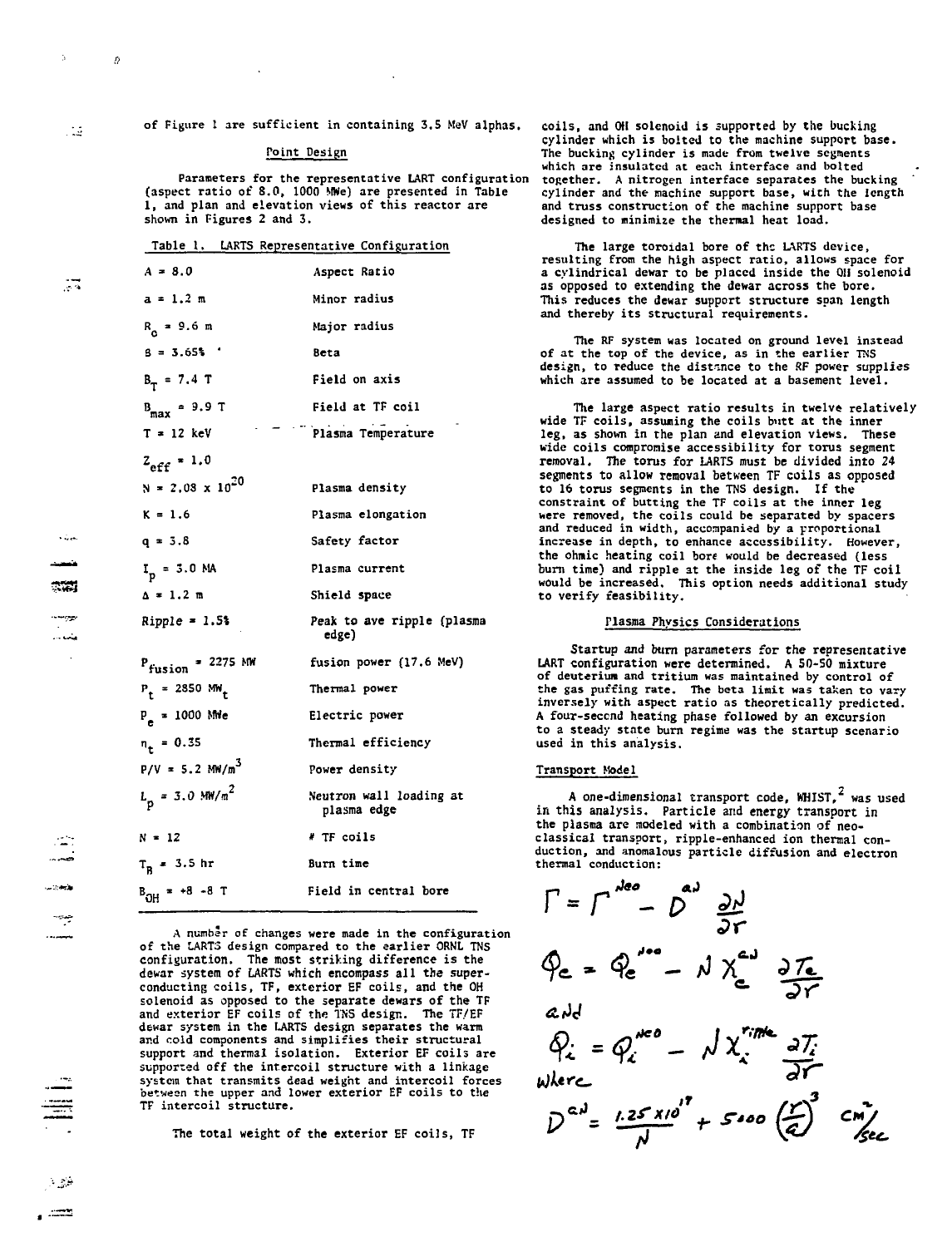of Figure 1 are sufficient in containing 3.5 MeV alphas.

## Point Design

Parameters for the representative LART configuration (aspect ratio of 8.0, 1000 MWe) are presented in Table 1, and plan and elevation views of this reactor are shown in Figures 2 and 3.

Table 1. LARTS Representative Configuration

| | |
|---|---|
| $A = 8.0$ | Aspect Ratio |
| $a = 1.2$ m | Minor radius |
| $R_o = 9.6$ m | Major radius |
| $\beta = 3.65\%$ | Beta |
| $B_T = 7.4$ T | Field on axis |
| $B_{max} = 9.9$ T | Field at TF coil |
| $T = 12$ keV | Plasma Temperature |
| $Z_{eff} = 1.0$ | |
| $N = 2.08 \times 10^{20}$ | Plasma density |
| $K = 1.6$ | Plasma elongation |
| $q = 3.8$ | Safety factor |
| $I_p = 3.0$ MA | Plasma current |
| $\Delta = 1.2$ m | Shield space |
| Ripple = 1.5% | Peak to ave ripple (plasma edge) |
| $P_{fusion} = 2275$ MW | fusion power (17.6 MeV) |
| $P_t = 2850$ $MW_t$ | Thermal power |
| $P_e = 1000$ MWe | Electric power |
| $\eta_t = 0.35$ | Thermal efficiency |
| $P/V = 5.2$ $MW/m^3$ | Power density |
| $L_p = 3.0$ $MW/m^2$ | Neutron wall loading at plasma edge |
| $N = 12$ | # TF coils |
| $T_B = 3.5$ hr | Burn time |
| $B_{OH} = +8$ $-8$ T | Field in central bore |

A number of changes were made in the configuration of the LARTS design compared to the earlier ORNL TNS configuration. The most striking difference is the dewar system of LARTS which encompass all the superconducting coils, TF, exterior EF coils, and the OH solenoid as opposed to the separate dewars of the TF and exterior EF coils of the TNS design. The TF/EF dewar system in the LARTS design separates the warm and cold components and simplifies their structural support and thermal isolation. Exterior EF coils are supported off the intercoil structure with a linkage system that transmits dead weight and intercoil forces between the upper and lower exterior EF coils to the TF intercoil structure.

The total weight of the exterior EF coils, TF coils, and OH solenoid is supported by the bucking cylinder which is bolted to the machine support base. The bucking cylinder is made from twelve segments which are insulated at each interface and bolted together. A nitrogen interface separates the bucking cylinder and the machine support base, with the length and truss construction of the machine support base designed to minimize the thermal heat load.

The large toroidal bore of the LARTS device, resulting from the high aspect ratio, allows space for a cylindrical dewar to be placed inside the OH solenoid as opposed to extending the dewar across the bore. This reduces the dewar support structure span length and thereby its structural requirements.

The RF system was located on ground level instead of at the top of the device, as in the earlier TNS design, to reduce the distance to the RF power supplies which are assumed to be located at a basement level.

The large aspect ratio results in twelve relatively wide TF coils, assuming the coils butt at the inner leg, as shown in the plan and elevation views. These wide coils compromise accessibility for torus segment removal. The torus for LARTS must be divided into 24 segments to allow removal between TF coils as opposed to 16 torus segments in the TNS design. If the constraint of butting the TF coils at the inner leg were removed, the coils could be separated by spacers and reduced in width, accompanied by a proportional increase in depth, to enhance accessibility. However, the ohmic heating coil bore would be decreased (less burn time) and ripple at the inside leg of the TF coil would be increased. This option needs additional study to verify feasibility.

## Plasma Physics Considerations

Startup and burn parameters for the representative LART configuration were determined. A 50-50 mixture of deuterium and tritium was maintained by control of the gas puffing rate. The beta limit was taken to vary inversely with aspect ratio as theoretically predicted. A four-second heating phase followed by an excursion to a steady state burn regime was the startup scenario used in this analysis.

### Transport Model

A one-dimensional transport code, WHIST,[2] was used in this analysis. Particle and energy transport in the plasma are modeled with a combination of neoclassical transport, ripple-enhanced ion thermal conduction, and anomalous particle diffusion and electron thermal conduction:

$$\Gamma = \Gamma^{Neo} - D^{aN} \frac{\partial N}{\partial r}$$

$$Q_e = Q_e^{Neo} - N \chi_e^{aN} \frac{\partial T_e}{\partial r}$$

and

$$Q_i = Q_i^{Neo} - N \chi_i^{ripple} \frac{\partial T_i}{\partial r}$$

where

$$D^{aN} = \frac{1.25 \times 10^{17}}{N} + 5000 \left(\frac{r}{a}\right)^3 \ cm^2/sec$$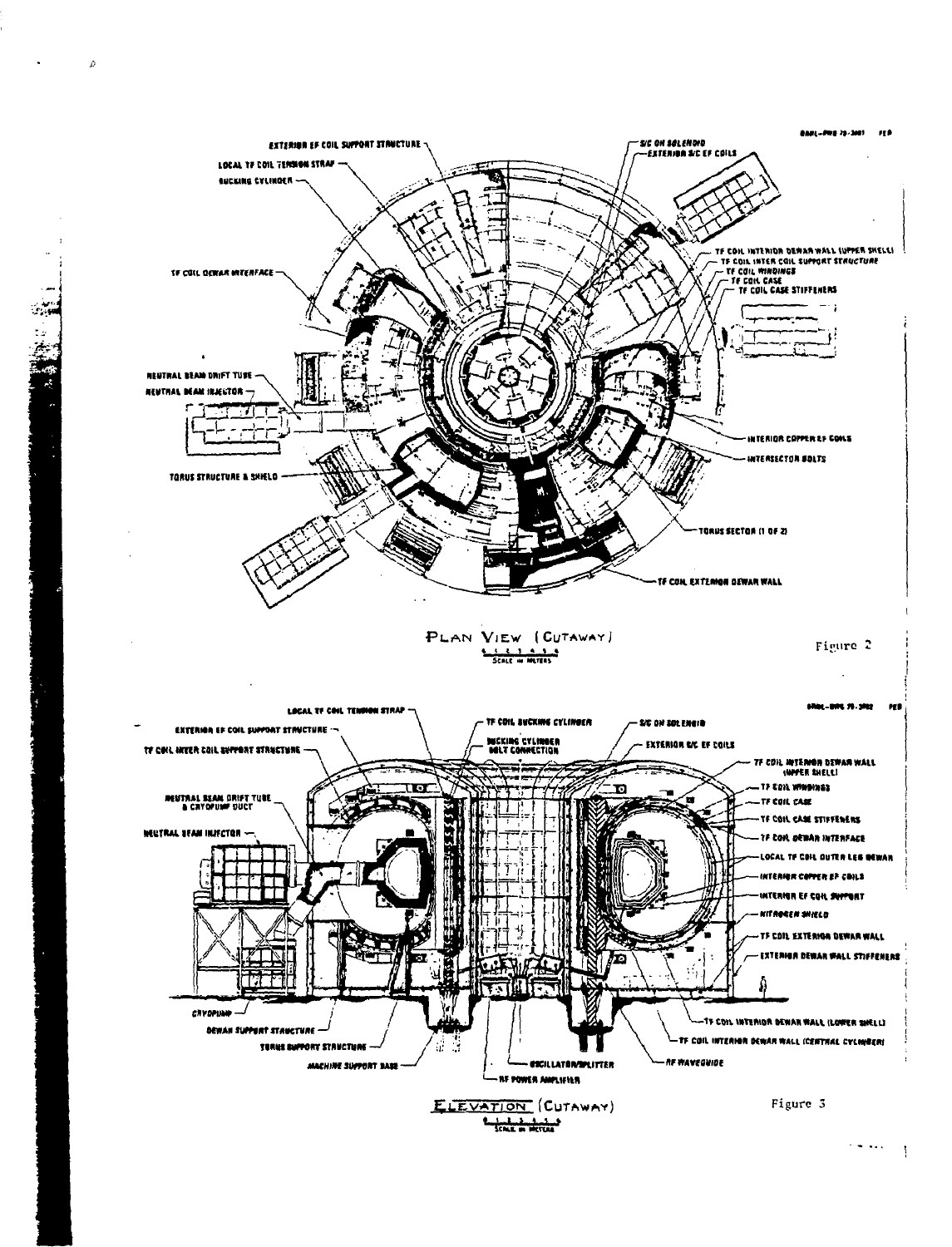EXTERIOR EF COIL SUPPORT STRUCTURE

LOCAL TF COIL TENSION STRAP

BUCKING CYLINDER

TF COIL DEWAR INTERFACE

NEUTRAL BEAM DRIFT TUBE

NEUTRAL BEAM INJECTOR

TORUS STRUCTURE & SHIELD

S/C OH SOLENOID

EXTERIOR S/C EF COILS

TF COIL INTERIOR DEWAR WALL (UPPER SHELL)

TF COIL INTER COIL SUPPORT STRUCTURE

TF COIL WINDINGS

TF COIL CASE

TF COIL CASE STIFFENERS

INTERIOR COPPER EF COILS

INTERSECTOR BOLTS

TORUS SECTOR (1 OF 2)

TF COIL EXTERIOR DEWAR WALL

PLAN VIEW (CUTAWAY)

SCALE IN METERS

Figure 2

LOCAL TF COIL TENSION STRAP

EXTERIOR EF COIL SUPPORT STRUCTURE

TF COIL INTER COIL SUPPORT STRUCTURE

NEUTRAL BEAM DRIFT TUBE & CRYOPUMP DUCT

NEUTRAL BEAM INJECTOR

TF COIL BUCKING CYLINDER

BUCKING CYLINDER BOLT CONNECTION

S/C OH SOLENOID

EXTERIOR S/C EF COILS

TF COIL INTERIOR DEWAR WALL (UPPER SHELL)

TF COIL WINDINGS

TF COIL CASE

TF COIL CASE STIFFENERS

TF COIL DEWAR INTERFACE

LOCAL TF COIL OUTER LEG DEWAR

INTERIOR COPPER EF COILS

INTERIOR EF COIL SUPPORT

NITROGEN SHIELD

TF COIL EXTERIOR DEWAR WALL

EXTERIOR DEWAR WALL STIFFENERS

CRYOPUMP

DEWAR SUPPORT STRUCTURE

TORUS SUPPORT STRUCTURE

MACHINE SUPPORT BASE

OSCILLATOR/SPLITTER

RF POWER AMPLIFIER

RF WAVEGUIDE

TF COIL INTERIOR DEWAR WALL (LOWER SHELL)

TF COIL INTERIOR DEWAR WALL (CENTRAL CYLINDER)

ELEVATION (CUTAWAY)

SCALE IN METERS

Figure 3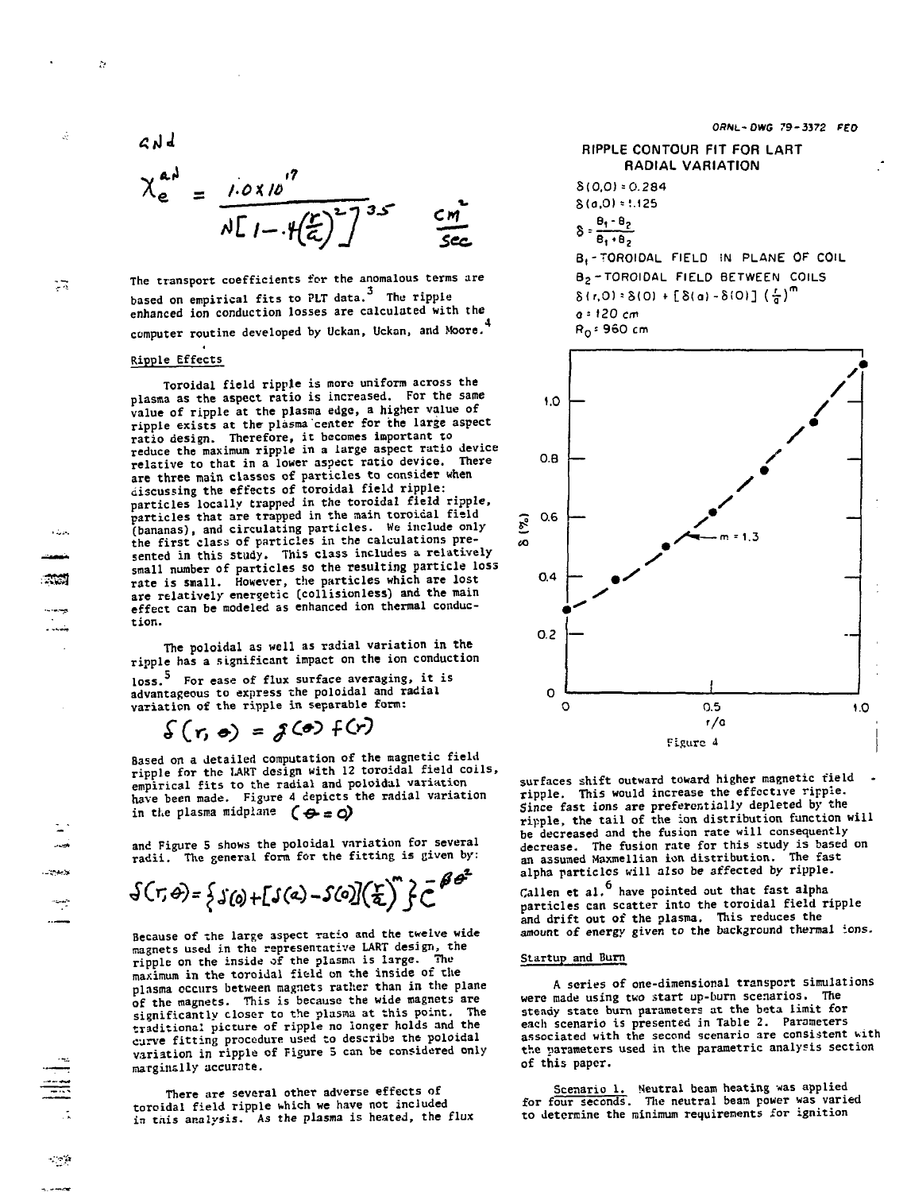and

$$\chi_e^{an} = \frac{1.0 \times 10^{17}}{N\left[1 - .4\left(\frac{r}{a}\right)^2\right]^{3.5}} \quad \frac{cm^2}{sec}$$

The transport coefficients for the anomalous terms are based on empirical fits to PLT data.[3] The ripple enhanced ion conduction losses are calculated with the computer routine developed by Uckan, Uckan, and Moore.[4]

## Ripple Effects

Toroidal field ripple is more uniform across the plasma as the aspect ratio is increased. For the same value of ripple at the plasma edge, a higher value of ripple exists at the plasma center for the large aspect ratio design. Therefore, it becomes important to reduce the maximum ripple in a large aspect ratio device relative to that in a lower aspect ratio device. There are three main classes of particles to consider when discussing the effects of toroidal field ripple: particles locally trapped in the toroidal field ripple, particles that are trapped in the main toroidal field (bananas), and circulating particles. We include only the first class of particles in the calculations presented in this study. This class includes a relatively small number of particles so the resulting particle loss rate is small. However, the particles which are lost are relatively energetic (collisionless) and the main effect can be modeled as enhanced ion thermal conduction.

The poloidal as well as radial variation in the ripple has a significant impact on the ion conduction loss.[5] For ease of flux surface averaging, it is advantageous to express the poloidal and radial variation of the ripple in separable form:

$$\delta(r,\theta) = g(\theta)\, f(r)$$

Based on a detailed computation of the magnetic field ripple for the LART design with 12 toroidal field coils, empirical fits to the radial and poloidal variation have been made. Figure 4 depicts the radial variation in the plasma midplane $(\theta = 0)$

and Figure 5 shows the poloidal variation for several radii. The general form for the fitting is given by:

$$\delta(r,\theta) = \left\{\delta(0) + [\delta(a) - \delta(0)]\left(\frac{r}{a}\right)^m\right\} e^{-\beta\theta^2}$$

Because of the large aspect ratio and the twelve wide magnets used in the representative LART design, the ripple on the inside of the plasma is large. The maximum in the toroidal field on the inside of the plasma occurs between magnets rather than in the plane of the magnets. This is because the wide magnets are significantly closer to the plasma at this point. The traditional picture of ripple no longer holds and the curve fitting procedure used to describe the poloidal variation in ripple of Figure 5 can be considered only marginally accurate.

There are several other adverse effects of toroidal field ripple which we have not included in this analysis. As the plasma is heated, the flux

ORNL-DWG 79-3372 FED

RIPPLE CONTOUR FIT FOR LART RADIAL VARIATION

$\delta(0,0) = 0.284$

$\delta(a,0) = 1.125$

$\delta = \frac{B_1 - B_2}{B_1 + B_2}$

$B_1$ - TOROIDAL FIELD IN PLANE OF COIL

$B_2$ - TOROIDAL FIELD BETWEEN COILS

$\delta(r,0) = \delta(0) + [\delta(a) - \delta(0)]\left(\frac{r}{a}\right)^m$

$a = 120$ cm

$R_0 = 960$ cm

Figure 4

surfaces shift outward toward higher magnetic field ripple. This would increase the effective ripple. Since fast ions are preferentially depleted by the ripple, the tail of the ion distribution function will be decreased and the fusion rate will consequently decrease. The fusion rate for this study is based on an assumed Maxwellian ion distribution. The fast alpha particles will also be affected by ripple. Callen et al.[6] have pointed out that fast alpha particles can scatter into the toroidal field ripple and drift out of the plasma. This reduces the amount of energy given to the background thermal ions.

## Startup and Burn

A series of one-dimensional transport simulations were made using two start up-burn scenarios. The steady state burn parameters at the beta limit for each scenario is presented in Table 2. Parameters associated with the second scenario are consistent with the parameters used in the parametric analysis section of this paper.

Scenario 1. Neutral beam heating was applied for four seconds. The neutral beam power was varied to determine the minimum requirements for ignition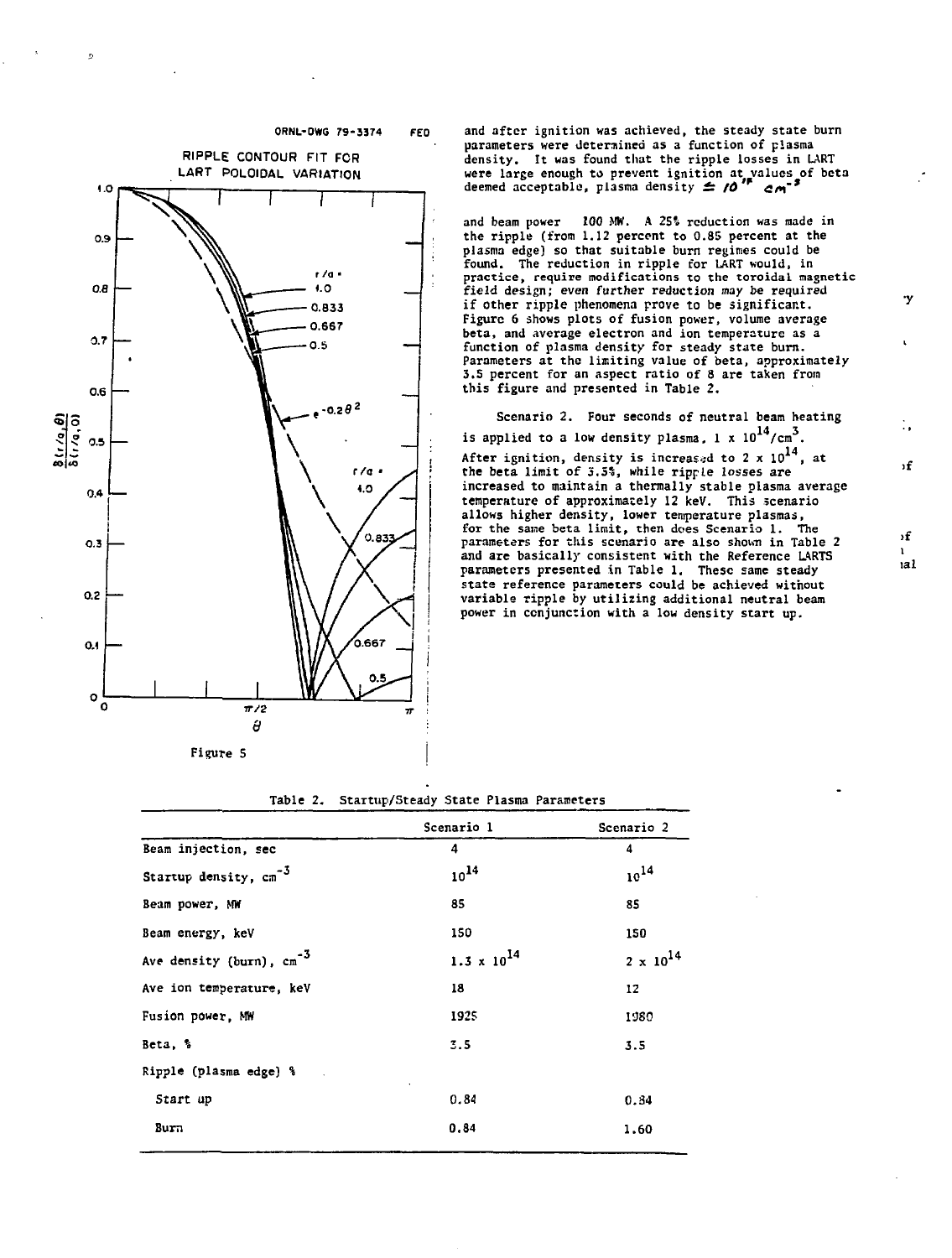ORNL-DWG 79-3374 FED

RIPPLE CONTOUR FIT FOR LART POLOIDAL VARIATION

Figure 5

and after ignition was achieved, the steady state burn parameters were determined as a function of plasma density. It was found that the ripple losses in LART were large enough to prevent ignition at values of beta deemed acceptable, plasma density $\leq 10^{14}$ cm$^{-3}$

and beam power 100 MW. A 25% reduction was made in the ripple (from 1.12 percent to 0.85 percent at the plasma edge) so that suitable burn regimes could be found. The reduction in ripple for LART would, in practice, require modifications to the toroidal magnetic field design; even further reduction may be required if other ripple phenomena prove to be significant. Figure 6 shows plots of fusion power, volume average beta, and average electron and ion temperature as a function of plasma density for steady state burn. Parameters at the limiting value of beta, approximately 3.5 percent for an aspect ratio of 8 are taken from this figure and presented in Table 2.

Scenario 2. Four seconds of neutral beam heating is applied to a low density plasma, $1 \times 10^{14}$/cm$^3$. After ignition, density is increased to $2 \times 10^{14}$, at the beta limit of 3.5%, while ripple losses are increased to maintain a thermally stable plasma average temperature of approximately 12 keV. This scenario allows higher density, lower temperature plasmas, for the same beta limit, then does Scenario 1. The parameters for this scenario are also shown in Table 2 and are basically consistent with the Reference LARTS parameters presented in Table 1. These same steady state reference parameters could be achieved without variable ripple by utilizing additional neutral beam power in conjunction with a low density start up.

Table 2. Startup/Steady State Plasma Parameters

| | Scenario 1 | Scenario 2 |
|---|---|---|
| Beam injection, sec | 4 | 4 |
| Startup density, cm$^{-3}$ | $10^{14}$ | $10^{14}$ |
| Beam power, MW | 85 | 85 |
| Beam energy, keV | 150 | 150 |
| Ave density (burn), cm$^{-3}$ | $1.3 \times 10^{14}$ | $2 \times 10^{14}$ |
| Ave ion temperature, keV | 18 | 12 |
| Fusion power, MW | 1925 | 1980 |
| Beta, % | 3.5 | 3.5 |
| Ripple (plasma edge) % | | |
| Start up | 0.84 | 0.84 |
| Burn | 0.84 | 1.60 |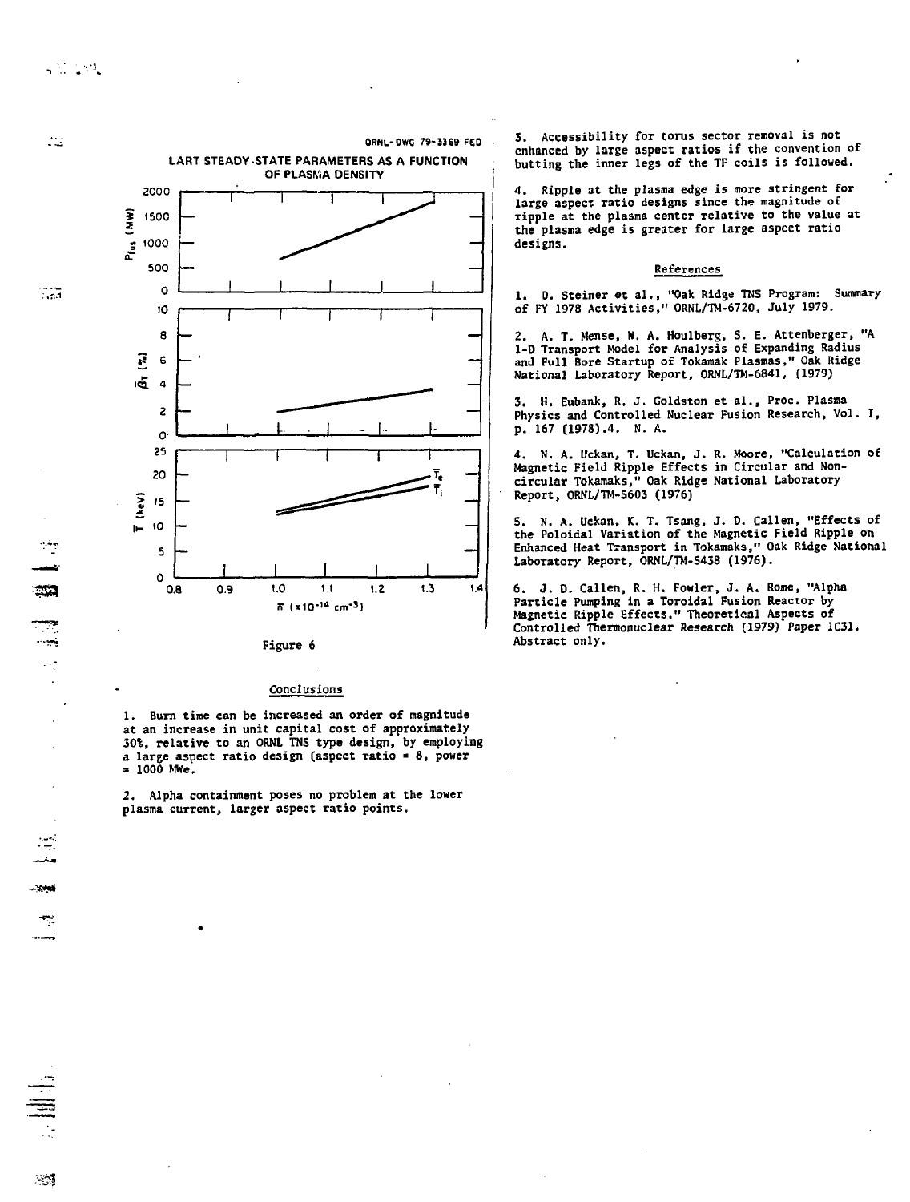ORNL-DWG 79-3369 FED

LART STEADY-STATE PARAMETERS AS A FUNCTION OF PLASMA DENSITY

$P_{fus}$ (MW)

2000
1500
1000
500
0

$\bar{\beta}_T$ (%)

10
8
6
4
2
0

$\bar{T}$ (keV)

25
20
15
10
5
0

$\bar{T}_e$

$\bar{T}_i$

0.8 0.9 1.0 1.1 1.2 1.3 1.4

$\bar{n}$ ($\times 10^{-14}$ cm$^{-3}$)

Figure 6

## Conclusions

1. Burn time can be increased an order of magnitude at an increase in unit capital cost of approximately 30%, relative to an ORNL TNS type design, by employing a large aspect ratio design (aspect ratio = 8, power = 1000 MWe.

2. Alpha containment poses no problem at the lower plasma current, larger aspect ratio points.

3. Accessibility for torus sector removal is not enhanced by large aspect ratios if the convention of butting the inner legs of the TF coils is followed.

4. Ripple at the plasma edge is more stringent for large aspect ratio designs since the magnitude of ripple at the plasma center relative to the value at the plasma edge is greater for large aspect ratio designs.

## References

1. D. Steiner et al., "Oak Ridge TNS Program: Summary of FY 1978 Activities," ORNL/TM-6720, July 1979.

2. A. T. Mense, W. A. Houlberg, S. E. Attenberger, "A 1-D Transport Model for Analysis of Expanding Radius and Full Bore Startup of Tokamak Plasmas," Oak Ridge National Laboratory Report, ORNL/TM-6841, (1979)

3. H. Eubank, R. J. Goldston et al., Proc. Plasma Physics and Controlled Nuclear Fusion Research, Vol. I, p. 167 (1978).4. N. A.

4. N. A. Uckan, T. Uckan, J. R. Moore, "Calculation of Magnetic Field Ripple Effects in Circular and Non-circular Tokamaks," Oak Ridge National Laboratory Report, ORNL/TM-5603 (1976)

5. N. A. Uckan, K. T. Tsang, J. D. Callen, "Effects of the Poloidal Variation of the Magnetic Field Ripple on Enhanced Heat Transport in Tokamaks," Oak Ridge National Laboratory Report, ORNL/TM-5438 (1976).

6. J. D. Callen, R. H. Fowler, J. A. Rome, "Alpha Particle Pumping in a Toroidal Fusion Reactor by Magnetic Ripple Effects," Theoretical Aspects of Controlled Thermonuclear Research (1979) Paper 1C31. Abstract only.